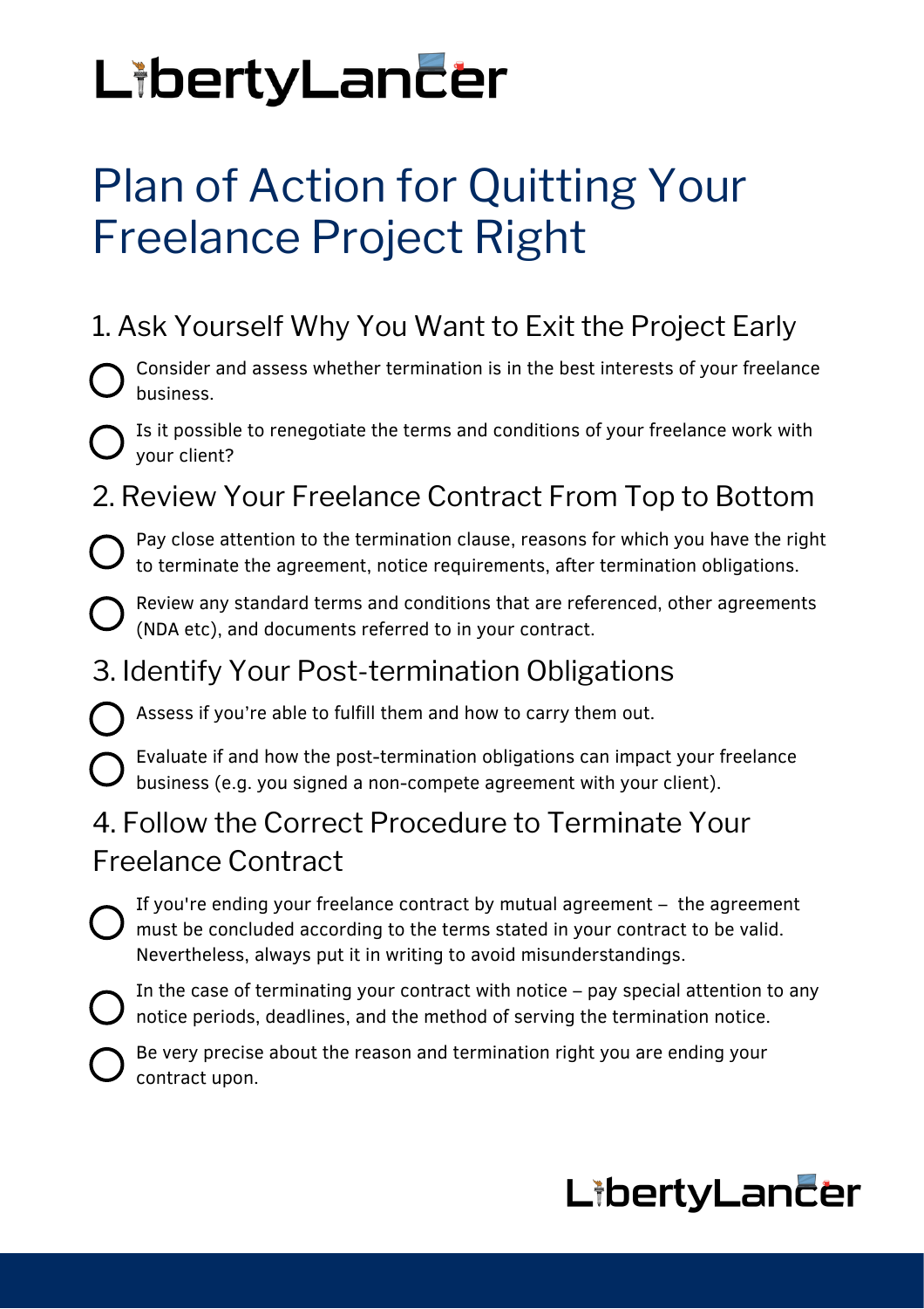# LibertyLancer

## Plan of Action for Quitting Your Freelance Project Right

### 1. Ask Yourself Why You Want to Exit the Project Early

- [ ] Consider and assess whether termination is in the best interests of your freelance business.
- [ ] Is it possible to renegotiate the terms and conditions of your freelance work with your client?

### 2. Review Your Freelance Contract From Top to Bottom

- [ ] Pay close attention to the termination clause, reasons for which you have the right to terminate the agreement, notice requirements, after termination obligations.
- [ ] Review any standard terms and conditions that are referenced, other agreements (NDA etc), and documents referred to in your contract.

### 3. Identify Your Post-termination Obligations

- [ ] Assess if you're able to fulfill them and how to carry them out.
- [ ] Evaluate if and how the post-termination obligations can impact your freelance business (e.g. you signed a non-compete agreement with your client).

### 4. Follow the Correct Procedure to Terminate Your Freelance Contract

- [ ] If you're ending your freelance contract by mutual agreement – the agreement must be concluded according to the terms stated in your contract to be valid. Nevertheless, always put it in writing to avoid misunderstandings.
- [ ] In the case of terminating your contract with notice – pay special attention to any notice periods, deadlines, and the method of serving the termination notice.
- [ ] Be very precise about the reason and termination right you are ending your contract upon.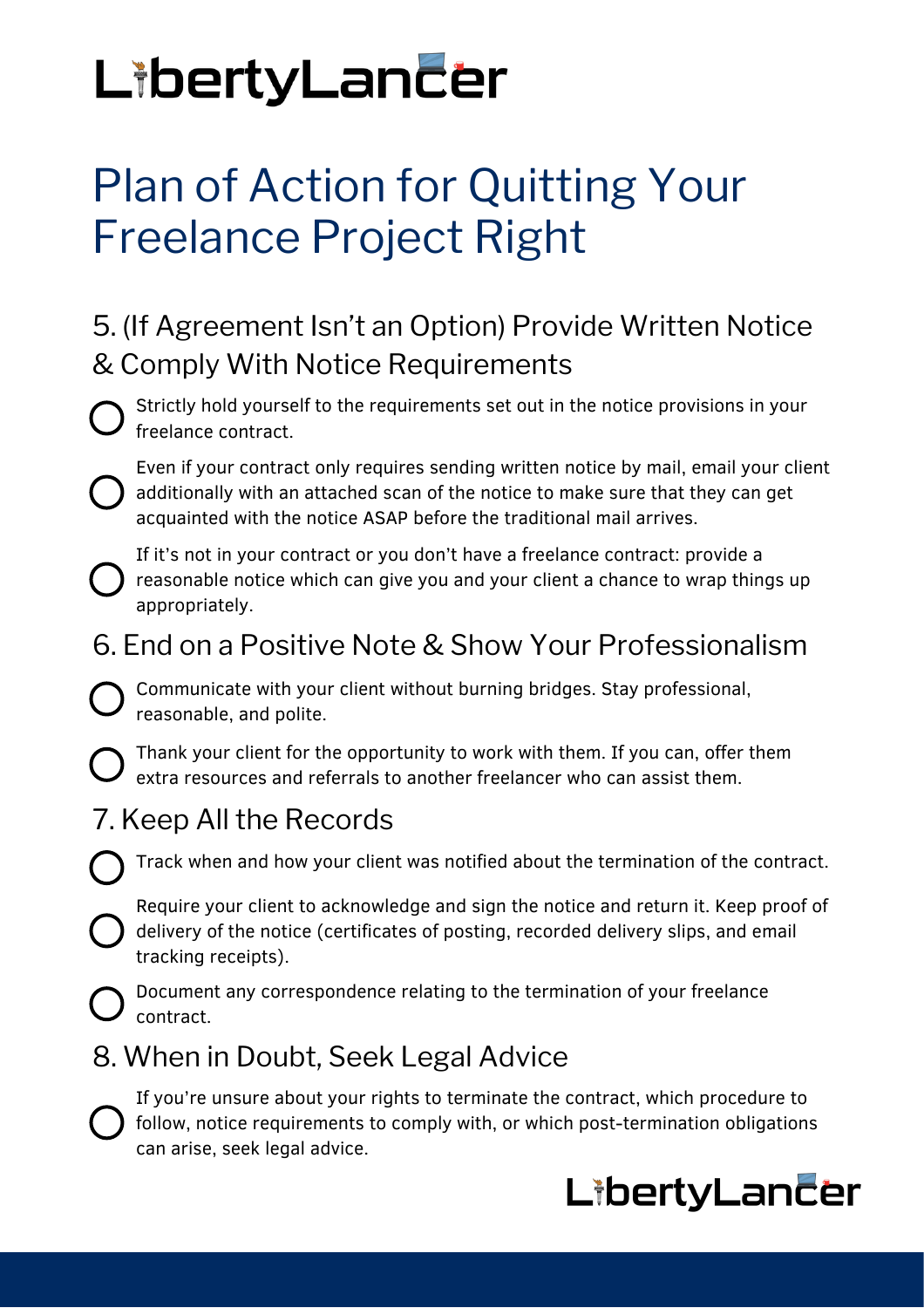# LibertyLancer

# Plan of Action for Quitting Your Freelance Project Right

## 5. (If Agreement Isn't an Option) Provide Written Notice & Comply With Notice Requirements

- Strictly hold yourself to the requirements set out in the notice provisions in your freelance contract.
- Even if your contract only requires sending written notice by mail, email your client additionally with an attached scan of the notice to make sure that they can get acquainted with the notice ASAP before the traditional mail arrives.
- If it's not in your contract or you don't have a freelance contract: provide a reasonable notice which can give you and your client a chance to wrap things up appropriately.

## 6. End on a Positive Note & Show Your Professionalism

- Communicate with your client without burning bridges. Stay professional, reasonable, and polite.
- Thank your client for the opportunity to work with them. If you can, offer them extra resources and referrals to another freelancer who can assist them.

## 7. Keep All the Records

- Track when and how your client was notified about the termination of the contract.
- Require your client to acknowledge and sign the notice and return it. Keep proof of delivery of the notice (certificates of posting, recorded delivery slips, and email tracking receipts).
- Document any correspondence relating to the termination of your freelance contract.

## 8. When in Doubt, Seek Legal Advice

- If you're unsure about your rights to terminate the contract, which procedure to follow, notice requirements to comply with, or which post-termination obligations can arise, seek legal advice.

LibertyLancer